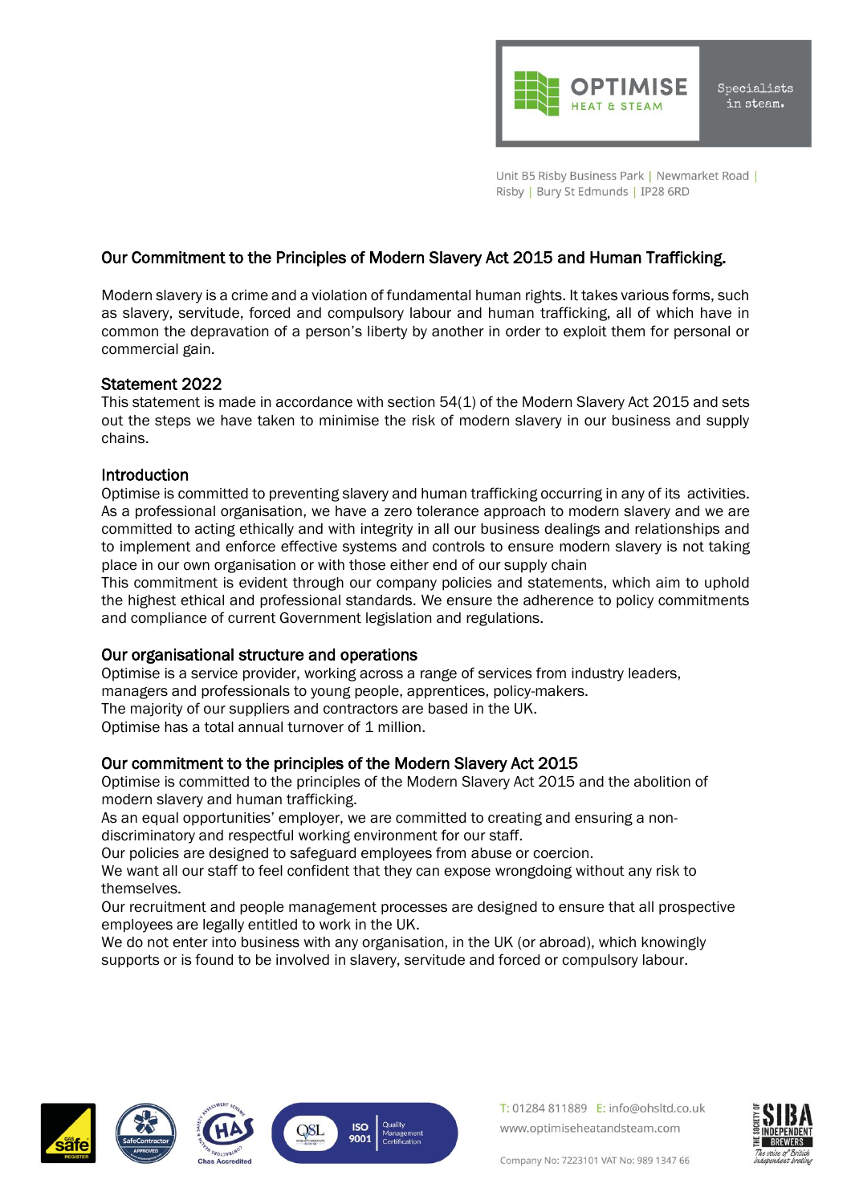OPTIMISE HEAT & STEAM

Specialists in steam.

Unit B5 Risby Business Park | Newmarket Road | Risby | Bury St Edmunds | IP28 6RD

## Our Commitment to the Principles of Modern Slavery Act 2015 and Human Trafficking.

Modern slavery is a crime and a violation of fundamental human rights. It takes various forms, such as slavery, servitude, forced and compulsory labour and human trafficking, all of which have in common the depravation of a person's liberty by another in order to exploit them for personal or commercial gain.

### Statement 2022

This statement is made in accordance with section 54(1) of the Modern Slavery Act 2015 and sets out the steps we have taken to minimise the risk of modern slavery in our business and supply chains.

### Introduction

Optimise is committed to preventing slavery and human trafficking occurring in any of its activities. As a professional organisation, we have a zero tolerance approach to modern slavery and we are committed to acting ethically and with integrity in all our business dealings and relationships and to implement and enforce effective systems and controls to ensure modern slavery is not taking place in our own organisation or with those either end of our supply chain

This commitment is evident through our company policies and statements, which aim to uphold the highest ethical and professional standards. We ensure the adherence to policy commitments and compliance of current Government legislation and regulations.

### Our organisational structure and operations

Optimise is a service provider, working across a range of services from industry leaders, managers and professionals to young people, apprentices, policy-makers.
The majority of our suppliers and contractors are based in the UK.
Optimise has a total annual turnover of 1 million.

### Our commitment to the principles of the Modern Slavery Act 2015

Optimise is committed to the principles of the Modern Slavery Act 2015 and the abolition of modern slavery and human trafficking.
As an equal opportunities' employer, we are committed to creating and ensuring a non-discriminatory and respectful working environment for our staff.
Our policies are designed to safeguard employees from abuse or coercion.
We want all our staff to feel confident that they can expose wrongdoing without any risk to themselves.
Our recruitment and people management processes are designed to ensure that all prospective employees are legally entitled to work in the UK.
We do not enter into business with any organisation, in the UK (or abroad), which knowingly supports or is found to be involved in slavery, servitude and forced or compulsory labour.

T: 01284 811889 E: info@ohsltd.co.uk
www.optimiseheatandsteam.com

Company No: 7223101 VAT No: 989 1347 66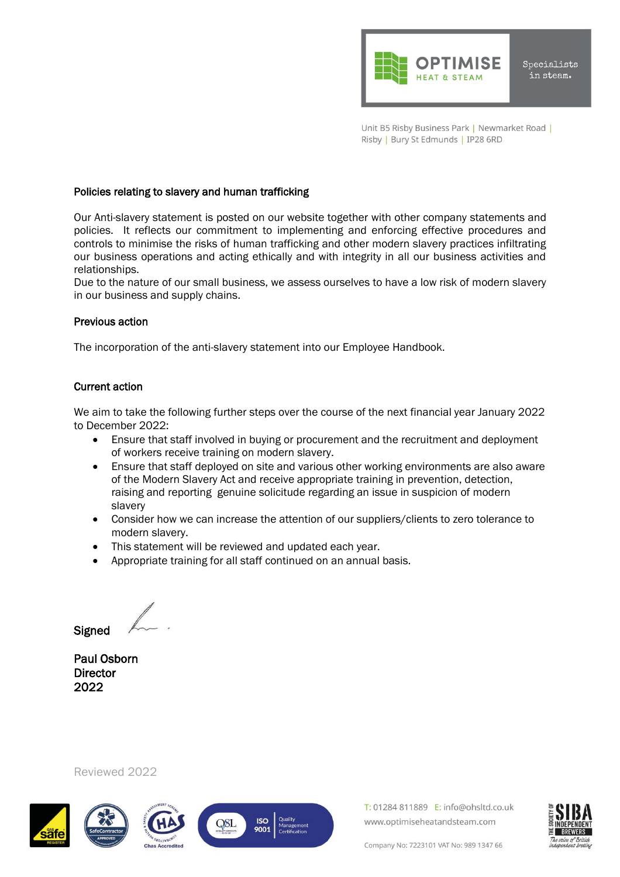Unit B5 Risby Business Park | Newmarket Road | Risby | Bury St Edmunds | IP28 6RD

## Policies relating to slavery and human trafficking

Our Anti-slavery statement is posted on our website together with other company statements and policies. It reflects our commitment to implementing and enforcing effective procedures and controls to minimise the risks of human trafficking and other modern slavery practices infiltrating our business operations and acting ethically and with integrity in all our business activities and relationships.
Due to the nature of our small business, we assess ourselves to have a low risk of modern slavery in our business and supply chains.

## Previous action

The incorporation of the anti-slavery statement into our Employee Handbook.

## Current action

We aim to take the following further steps over the course of the next financial year January 2022 to December 2022:

- Ensure that staff involved in buying or procurement and the recruitment and deployment of workers receive training on modern slavery.
- Ensure that staff deployed on site and various other working environments are also aware of the Modern Slavery Act and receive appropriate training in prevention, detection, raising and reporting genuine solicitude regarding an issue in suspicion of modern slavery
- Consider how we can increase the attention of our suppliers/clients to zero tolerance to modern slavery.
- This statement will be reviewed and updated each year.
- Appropriate training for all staff continued on an annual basis.

Signed

Paul Osborn
Director
2022

Reviewed 2022

T: 01284 811889 E: info@ohsltd.co.uk
www.optimiseheatandsteam.com

Company No: 7223101 VAT No: 989 1347 66